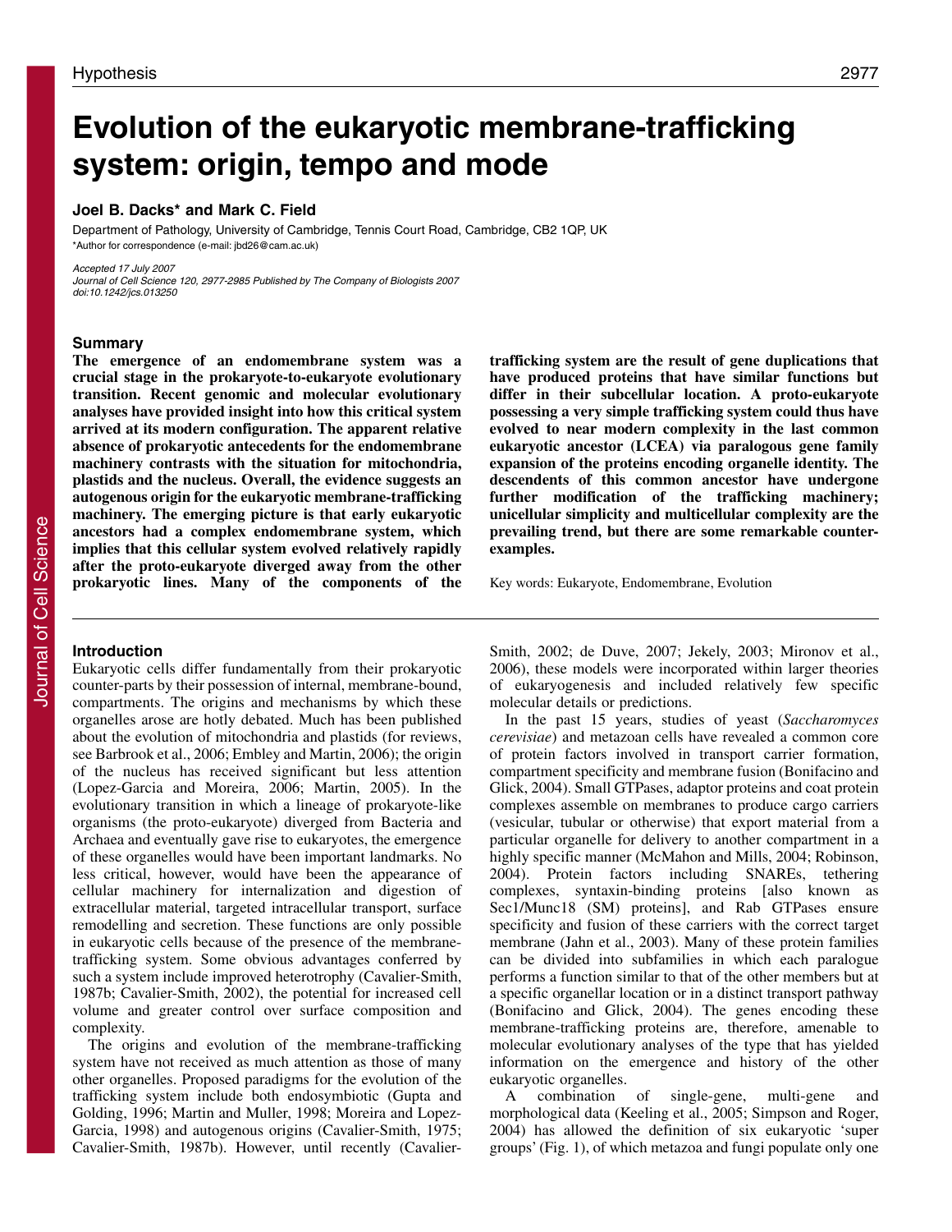# Evolution of the eukaryotic membrane-trafficking system: origin, tempo and mode

**Joel B. Dacks* and Mark C. Field**

Department of Pathology, University of Cambridge, Tennis Court Road, Cambridge, CB2 1QP, UK
*Author for correspondence (e-mail: jbd26@cam.ac.uk)

*Accepted 17 July 2007*
*Journal of Cell Science 120, 2977-2985 Published by The Company of Biologists 2007*
*doi:10.1242/jcs.013250*

## Summary

**The emergence of an endomembrane system was a crucial stage in the prokaryote-to-eukaryote evolutionary transition. Recent genomic and molecular evolutionary analyses have provided insight into how this critical system arrived at its modern configuration. The apparent relative absence of prokaryotic antecedents for the endomembrane machinery contrasts with the situation for mitochondria, plastids and the nucleus. Overall, the evidence suggests an autogenous origin for the eukaryotic membrane-trafficking machinery. The emerging picture is that early eukaryotic ancestors had a complex endomembrane system, which implies that this cellular system evolved relatively rapidly after the proto-eukaryote diverged away from the other prokaryotic lines. Many of the components of the trafficking system are the result of gene duplications that have produced proteins that have similar functions but differ in their subcellular location. A proto-eukaryote possessing a very simple trafficking system could thus have evolved to near modern complexity in the last common eukaryotic ancestor (LCEA) via paralogous gene family expansion of the proteins encoding organelle identity. The descendents of this common ancestor have undergone further modification of the trafficking machinery; unicellular simplicity and multicellular complexity are the prevailing trend, but there are some remarkable counter-examples.**

Key words: Eukaryote, Endomembrane, Evolution

## Introduction

Eukaryotic cells differ fundamentally from their prokaryotic counter-parts by their possession of internal, membrane-bound, compartments. The origins and mechanisms by which these organelles arose are hotly debated. Much has been published about the evolution of mitochondria and plastids (for reviews, see Barbrook et al., 2006; Embley and Martin, 2006); the origin of the nucleus has received significant but less attention (Lopez-Garcia and Moreira, 2006; Martin, 2005). In the evolutionary transition in which a lineage of prokaryote-like organisms (the proto-eukaryote) diverged from Bacteria and Archaea and eventually gave rise to eukaryotes, the emergence of these organelles would have been important landmarks. No less critical, however, would have been the appearance of cellular machinery for internalization and digestion of extracellular material, targeted intracellular transport, surface remodelling and secretion. These functions are only possible in eukaryotic cells because of the presence of the membrane-trafficking system. Some obvious advantages conferred by such a system include improved heterotrophy (Cavalier-Smith, 1987b; Cavalier-Smith, 2002), the potential for increased cell volume and greater control over surface composition and complexity.

The origins and evolution of the membrane-trafficking system have not received as much attention as those of many other organelles. Proposed paradigms for the evolution of the trafficking system include both endosymbiotic (Gupta and Golding, 1996; Martin and Muller, 1998; Moreira and Lopez-Garcia, 1998) and autogenous origins (Cavalier-Smith, 1975; Cavalier-Smith, 1987b). However, until recently (Cavalier-Smith, 2002; de Duve, 2007; Jekely, 2003; Mironov et al., 2006), these models were incorporated within larger theories of eukaryogenesis and included relatively few specific molecular details or predictions.

In the past 15 years, studies of yeast (*Saccharomyces cerevisiae*) and metazoan cells have revealed a common core of protein factors involved in transport carrier formation, compartment specificity and membrane fusion (Bonifacino and Glick, 2004). Small GTPases, adaptor proteins and coat protein complexes assemble on membranes to produce cargo carriers (vesicular, tubular or otherwise) that export material from a particular organelle for delivery to another compartment in a highly specific manner (McMahon and Mills, 2004; Robinson, 2004). Protein factors including SNAREs, tethering complexes, syntaxin-binding proteins [also known as Sec1/Munc18 (SM) proteins], and Rab GTPases ensure specificity and fusion of these carriers with the correct target membrane (Jahn et al., 2003). Many of these protein families can be divided into subfamilies in which each paralogue performs a function similar to that of the other members but at a specific organellar location or in a distinct transport pathway (Bonifacino and Glick, 2004). The genes encoding these membrane-trafficking proteins are, therefore, amenable to molecular evolutionary analyses of the type that has yielded information on the emergence and history of the other eukaryotic organelles.

A combination of single-gene, multi-gene and morphological data (Keeling et al., 2005; Simpson and Roger, 2004) has allowed the definition of six eukaryotic 'super groups' (Fig. 1), of which metazoa and fungi populate only one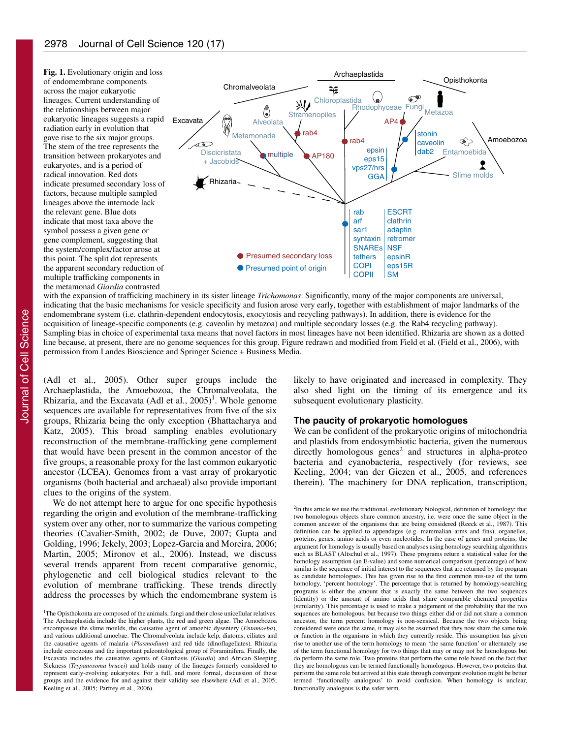**Fig. 1.** Evolutionary origin and loss of endomembrane components across the major eukaryotic lineages. Current understanding of the relationships between major eukaryotic lineages suggests a rapid radiation early in evolution that gave rise to the six major groups. The stem of the tree represents the transition between prokaryotes and eukaryotes, and is a period of radical innovation. Red dots indicate presumed secondary loss of factors, because multiple sampled lineages above the internode lack the relevant gene. Blue dots indicate that most taxa above the symbol possess a given gene or gene complement, suggesting that the system/complex/factor arose at this point. The split dot represents the apparent secondary reduction of multiple trafficking components in the metamonad *Giardia* contrasted with the expansion of trafficking machinery in its sister lineage *Trichomonas*. Significantly, many of the major components are universal, indicating that the basic mechanisms for vesicle specificity and fusion arose very early, together with establishment of major landmarks of the endomembrane system (i.e. clathrin-dependent endocytosis, exocytosis and recycling pathways). In addition, there is evidence for the acquisition of lineage-specific components (e.g. caveolin by metazoa) and multiple secondary losses (e.g. the Rab4 recycling pathway). Sampling bias in choice of experimental taxa means that novel factors in most lineages have not been identified. Rhizaria are shown as a dotted line because, at present, there are no genome sequences for this group. Figure redrawn and modified from Field et al. (Field et al., 2006), with permission from Landes Bioscience and Springer Science + Business Media.

(Adl et al., 2005). Other super groups include the Archaeplastida, the Amoebozoa, the Chromalveolata, the Rhizaria, and the Excavata (Adl et al., 2005)[1]. Whole genome sequences are available for representatives from five of the six groups, Rhizaria being the only exception (Bhattacharya and Katz, 2005). This broad sampling enables evolutionary reconstruction of the membrane-trafficking gene complement that would have been present in the common ancestor of the five groups, a reasonable proxy for the last common eukaryotic ancestor (LCEA). Genomes from a vast array of prokaryotic organisms (both bacterial and archaeal) also provide important clues to the origins of the system.

We do not attempt here to argue for one specific hypothesis regarding the origin and evolution of the membrane-trafficking system over any other, nor to summarize the various competing theories (Cavalier-Smith, 2002; de Duve, 2007; Gupta and Golding, 1996; Jekely, 2003; Lopez-Garcia and Moreira, 2006; Martin, 2005; Mironov et al., 2006). Instead, we discuss several trends apparent from recent comparative genomic, phylogenetic and cell biological studies relevant to the evolution of membrane trafficking. These trends directly address the processes by which the endomembrane system is likely to have originated and increased in complexity. They also shed light on the timing of its emergence and its subsequent evolutionary plasticity.

## The paucity of prokaryotic homologues

We can be confident of the prokaryotic origins of mitochondria and plastids from endosymbiotic bacteria, given the numerous directly homologous genes[2] and structures in alpha-proteo bacteria and cyanobacteria, respectively (for reviews, see Keeling, 2004; van der Giezen et al., 2005, and references therein). The machinery for DNA replication, transcription,

[1]The Opisthokonta are composed of the animals, fungi and their close unicellular relatives. The Archaeplastida include the higher plants, the red and green algae. The Amoebozoa encompasses the slime moulds, the causative agent of amoebic dysentery (*Entamoeba*), and various additional amoebae. The Chromalveolata include kelp, diatoms, ciliates and the causative agents of malaria (*Plasmodium*) and red tide (dinoflagellates). Rhizaria include cercozoans and the important paleontological group of Foraminifera. Finally, the Excavata includes the causative agents of Giardiasis (*Giardia*) and African Sleeping Sickness (*Trypanosoma brucei*) and holds many of the lineages formerly considered to represent early-evolving eukaryotes. For a full, and more formal, discussion of these groups and the evidence for and against their validity see elsewhere (Adl et al., 2005; Keeling et al., 2005; Parfrey et al., 2006).

[2]In this article we use the traditional, evolutionary biological, definition of homology: that two homologous objects share common ancestry, i.e. were once the same object in the common ancestor of the organisms that are being considered (Reeck et al., 1987). This definition can be applied to appendages (e.g. mammalian arms and fins), organelles, proteins, genes, amino acids or even nucleotides. In the case of genes and proteins, the argument for homology is usually based on analyses using homology searching algorithms such as BLAST (Altschul et al., 1997). These programs return a statistical value for the homology assumption (an E-value) and some numerical comparison (percentage) of how similar is the sequence of initial interest to the sequences that are returned by the program as candidate homologues. This has given rise to the first common mis-use of the term homology, 'percent homology'. The percentage that is returned by homology-searching programs is either the amount that is exactly the same between the two sequences (identity) or the amount of amino acids that share comparable chemical properties (similarity). This percentage is used to make a judgement of the probability that the two sequences are homologous, but because two things either did or did not share a common ancestor, the term percent homology is non-sensical. Because the two objects being considered were once the same, it may also be assumed that they now share the same role or function in the organisms in which they currently reside. This assumption has given rise to another use of the term homology to mean 'the same function' or alternately use of the term functional homology for two things that may or may not be homologous but do perform the same role. Two proteins that perform the same role based on the fact that they are homologous can be termed functionally homologous. However, two proteins that perform the same role but arrived at this state through convergent evolution might be better termed 'functionally analogous' to avoid confusion. When homology is unclear, functionally analogous is the safer term.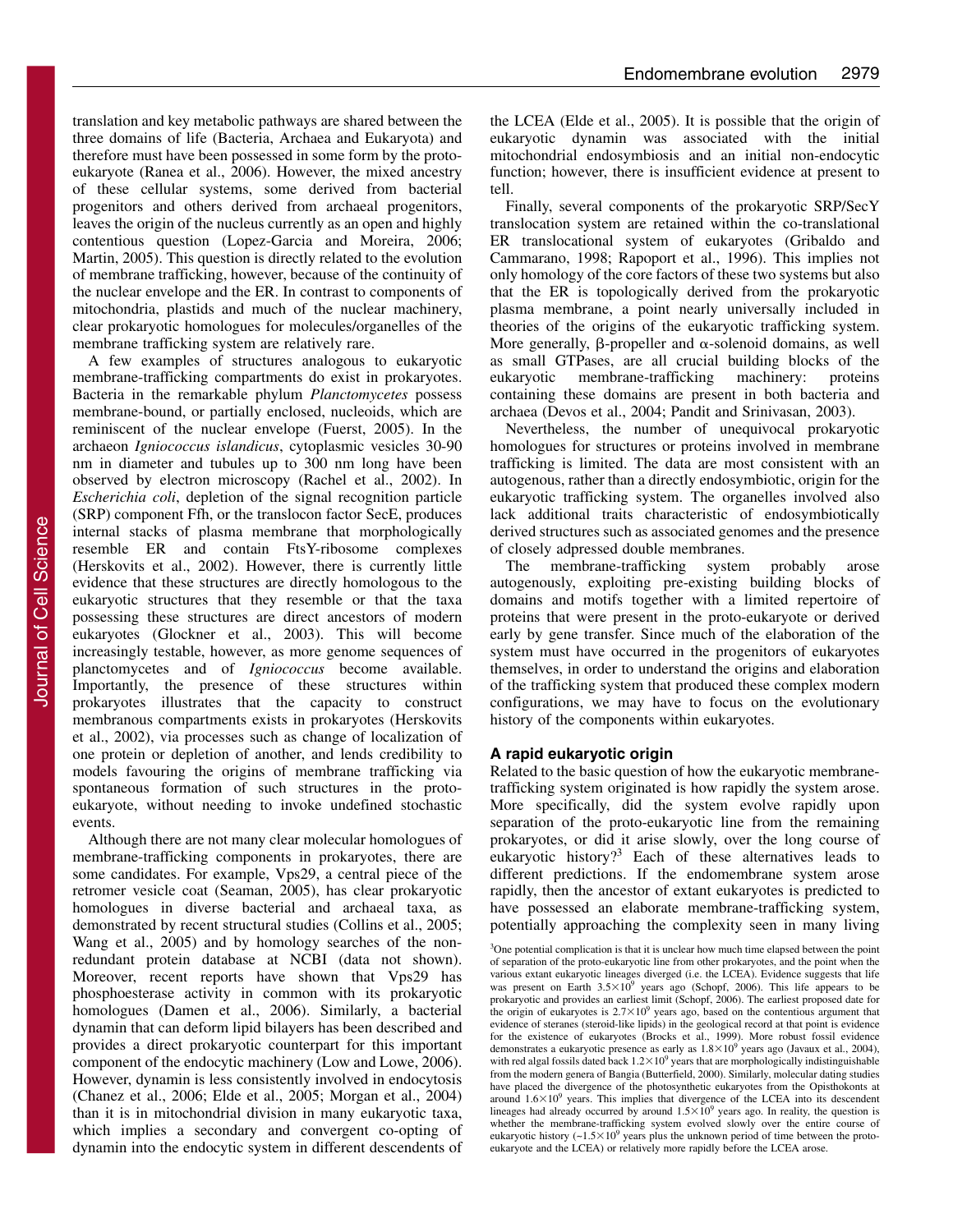translation and key metabolic pathways are shared between the three domains of life (Bacteria, Archaea and Eukaryota) and therefore must have been possessed in some form by the proto-eukaryote (Ranea et al., 2006). However, the mixed ancestry of these cellular systems, some derived from bacterial progenitors and others derived from archaeal progenitors, leaves the origin of the nucleus currently as an open and highly contentious question (Lopez-Garcia and Moreira, 2006; Martin, 2005). This question is directly related to the evolution of membrane trafficking, however, because of the continuity of the nuclear envelope and the ER. In contrast to components of mitochondria, plastids and much of the nuclear machinery, clear prokaryotic homologues for molecules/organelles of the membrane trafficking system are relatively rare.

A few examples of structures analogous to eukaryotic membrane-trafficking compartments do exist in prokaryotes. Bacteria in the remarkable phylum *Planctomycetes* possess membrane-bound, or partially enclosed, nucleoids, which are reminiscent of the nuclear envelope (Fuerst, 2005). In the archaeon *Igniococcus islandicus*, cytoplasmic vesicles 30-90 nm in diameter and tubules up to 300 nm long have been observed by electron microscopy (Rachel et al., 2002). In *Escherichia coli*, depletion of the signal recognition particle (SRP) component Ffh, or the translocon factor SecE, produces internal stacks of plasma membrane that morphologically resemble ER and contain FtsY-ribosome complexes (Herskovits et al., 2002). However, there is currently little evidence that these structures are directly homologous to the eukaryotic structures that they resemble or that the taxa possessing these structures are direct ancestors of modern eukaryotes (Glockner et al., 2003). This will become increasingly testable, however, as more genome sequences of planctomycetes and of *Igniococcus* become available. Importantly, the presence of these structures within prokaryotes illustrates that the capacity to construct membranous compartments exists in prokaryotes (Herskovits et al., 2002), via processes such as change of localization of one protein or depletion of another, and lends credibility to models favouring the origins of membrane trafficking via spontaneous formation of such structures in the proto-eukaryote, without needing to invoke undefined stochastic events.

Although there are not many clear molecular homologues of membrane-trafficking components in prokaryotes, there are some candidates. For example, Vps29, a central piece of the retromer vesicle coat (Seaman, 2005), has clear prokaryotic homologues in diverse bacterial and archaeal taxa, as demonstrated by recent structural studies (Collins et al., 2005; Wang et al., 2005) and by homology searches of the non-redundant protein database at NCBI (data not shown). Moreover, recent reports have shown that Vps29 has phosphoesterase activity in common with its prokaryotic homologues (Damen et al., 2006). Similarly, a bacterial dynamin that can deform lipid bilayers has been described and provides a direct prokaryotic counterpart for this important component of the endocytic machinery (Low and Lowe, 2006). However, dynamin is less consistently involved in endocytosis (Chanez et al., 2006; Elde et al., 2005; Morgan et al., 2004) than it is in mitochondrial division in many eukaryotic taxa, which implies a secondary and convergent co-opting of dynamin into the endocytic system in different descendents of the LCEA (Elde et al., 2005). It is possible that the origin of eukaryotic dynamin was associated with the initial mitochondrial endosymbiosis and an initial non-endocytic function; however, there is insufficient evidence at present to tell.

Finally, several components of the prokaryotic SRP/SecY translocation system are retained within the co-translational ER translocational system of eukaryotes (Gribaldo and Cammarano, 1998; Rapoport et al., 1996). This implies not only homology of the core factors of these two systems but also that the ER is topologically derived from the prokaryotic plasma membrane, a point nearly universally included in theories of the origins of the eukaryotic trafficking system. More generally, β-propeller and α-solenoid domains, as well as small GTPases, are all crucial building blocks of the eukaryotic membrane-trafficking machinery: proteins containing these domains are present in both bacteria and archaea (Devos et al., 2004; Pandit and Srinivasan, 2003).

Nevertheless, the number of unequivocal prokaryotic homologues for structures or proteins involved in membrane trafficking is limited. The data are most consistent with an autogenous, rather than a directly endosymbiotic, origin for the eukaryotic trafficking system. The organelles involved also lack additional traits characteristic of endosymbiotically derived structures such as associated genomes and the presence of closely adpressed double membranes.

The membrane-trafficking system probably arose autogenously, exploiting pre-existing building blocks of domains and motifs together with a limited repertoire of proteins that were present in the proto-eukaryote or derived early by gene transfer. Since much of the elaboration of the system must have occurred in the progenitors of eukaryotes themselves, in order to understand the origins and elaboration of the trafficking system that produced these complex modern configurations, we may have to focus on the evolutionary history of the components within eukaryotes.

## A rapid eukaryotic origin

Related to the basic question of how the eukaryotic membrane-trafficking system originated is how rapidly the system arose. More specifically, did the system evolve rapidly upon separation of the proto-eukaryotic line from the remaining prokaryotes, or did it arise slowly, over the long course of eukaryotic history?[3] Each of these alternatives leads to different predictions. If the endomembrane system arose rapidly, then the ancestor of extant eukaryotes is predicted to have possessed an elaborate membrane-trafficking system, potentially approaching the complexity seen in many living

[3]One potential complication is that it is unclear how much time elapsed between the point of separation of the proto-eukaryotic line from other prokaryotes, and the point when the various extant eukaryotic lineages diverged (i.e. the LCEA). Evidence suggests that life was present on Earth $3.5\times10^9$ years ago (Schopf, 2006). This life appears to be prokaryotic and provides an earliest limit (Schopf, 2006). The earliest proposed date for the origin of eukaryotes is $2.7\times10^9$ years ago, based on the contentious argument that evidence of steranes (steroid-like lipids) in the geological record at that point is evidence for the existence of eukaryotes (Brocks et al., 1999). More robust fossil evidence demonstrates a eukaryotic presence as early as $1.8\times10^9$ years ago (Javaux et al., 2004), with red algal fossils dated back $1.2\times10^9$ years that are morphologically indistinguishable from the modern genera of Bangia (Butterfield, 2000). Similarly, molecular dating studies have placed the divergence of the photosynthetic eukaryotes from the Opisthokonts at around $1.6\times10^9$ years. This implies that divergence of the LCEA into its descendent lineages had already occurred by around $1.5\times10^9$ years ago. In reality, the question is whether the membrane-trafficking system evolved slowly over the entire course of eukaryotic history (~$1.5\times10^9$ years plus the unknown period of time between the proto-eukaryote and the LCEA) or relatively more rapidly before the LCEA arose.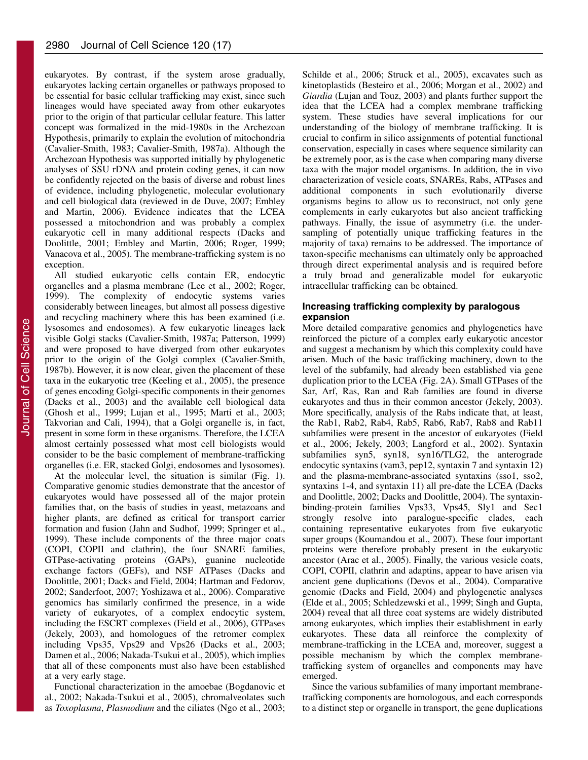eukaryotes. By contrast, if the system arose gradually, eukaryotes lacking certain organelles or pathways proposed to be essential for basic cellular trafficking may exist, since such lineages would have speciated away from other eukaryotes prior to the origin of that particular cellular feature. This latter concept was formalized in the mid-1980s in the Archezoan Hypothesis, primarily to explain the evolution of mitochondria (Cavalier-Smith, 1983; Cavalier-Smith, 1987a). Although the Archezoan Hypothesis was supported initially by phylogenetic analyses of SSU rDNA and protein coding genes, it can now be confidently rejected on the basis of diverse and robust lines of evidence, including phylogenetic, molecular evolutionary and cell biological data (reviewed in de Duve, 2007; Embley and Martin, 2006). Evidence indicates that the LCEA possessed a mitochondrion and was probably a complex eukaryotic cell in many additional respects (Dacks and Doolittle, 2001; Embley and Martin, 2006; Roger, 1999; Vanacova et al., 2005). The membrane-trafficking system is no exception.

All studied eukaryotic cells contain ER, endocytic organelles and a plasma membrane (Lee et al., 2002; Roger, 1999). The complexity of endocytic systems varies considerably between lineages, but almost all possess digestive and recycling machinery where this has been examined (i.e. lysosomes and endosomes). A few eukaryotic lineages lack visible Golgi stacks (Cavalier-Smith, 1987a; Patterson, 1999) and were proposed to have diverged from other eukaryotes prior to the origin of the Golgi complex (Cavalier-Smith, 1987b). However, it is now clear, given the placement of these taxa in the eukaryotic tree (Keeling et al., 2005), the presence of genes encoding Golgi-specific components in their genomes (Dacks et al., 2003) and the available cell biological data (Ghosh et al., 1999; Lujan et al., 1995; Marti et al., 2003; Takvorian and Cali, 1994), that a Golgi organelle is, in fact, present in some form in these organisms. Therefore, the LCEA almost certainly possessed what most cell biologists would consider to be the basic complement of membrane-trafficking organelles (i.e. ER, stacked Golgi, endosomes and lysosomes).

At the molecular level, the situation is similar (Fig. 1). Comparative genomic studies demonstrate that the ancestor of eukaryotes would have possessed all of the major protein families that, on the basis of studies in yeast, metazoans and higher plants, are defined as critical for transport carrier formation and fusion (Jahn and Sudhof, 1999; Springer et al., 1999). These include components of the three major coats (COPI, COPII and clathrin), the four SNARE families, GTPase-activating proteins (GAPs), guanine nucleotide exchange factors (GEFs), and NSF ATPases (Dacks and Doolittle, 2001; Dacks and Field, 2004; Hartman and Fedorov, 2002; Sanderfoot, 2007; Yoshizawa et al., 2006). Comparative genomics has similarly confirmed the presence, in a wide variety of eukaryotes, of a complex endocytic system, including the ESCRT complexes (Field et al., 2006), GTPases (Jekely, 2003), and homologues of the retromer complex including Vps35, Vps29 and Vps26 (Dacks et al., 2003; Damen et al., 2006; Nakada-Tsukui et al., 2005), which implies that all of these components must also have been established at a very early stage.

Functional characterization in the amoebae (Bogdanovic et al., 2002; Nakada-Tsukui et al., 2005), chromalveolates such as *Toxoplasma*, *Plasmodium* and the ciliates (Ngo et al., 2003; Schilde et al., 2006; Struck et al., 2005), excavates such as kinetoplastids (Besteiro et al., 2006; Morgan et al., 2002) and *Giardia* (Lujan and Touz, 2003) and plants further support the idea that the LCEA had a complex membrane trafficking system. These studies have several implications for our understanding of the biology of membrane trafficking. It is crucial to confirm in silico assignments of potential functional conservation, especially in cases where sequence similarity can be extremely poor, as is the case when comparing many diverse taxa with the major model organisms. In addition, the in vivo characterization of vesicle coats, SNAREs, Rabs, ATPases and additional components in such evolutionarily diverse organisms begins to allow us to reconstruct, not only gene complements in early eukaryotes but also ancient trafficking pathways. Finally, the issue of asymmetry (i.e. the under-sampling of potentially unique trafficking features in the majority of taxa) remains to be addressed. The importance of taxon-specific mechanisms can ultimately only be approached through direct experimental analysis and is required before a truly broad and generalizable model for eukaryotic intracellular trafficking can be obtained.

### Increasing trafficking complexity by paralogous expansion

More detailed comparative genomics and phylogenetics have reinforced the picture of a complex early eukaryotic ancestor and suggest a mechanism by which this complexity could have arisen. Much of the basic trafficking machinery, down to the level of the subfamily, had already been established via gene duplication prior to the LCEA (Fig. 2A). Small GTPases of the Sar, Arf, Ras, Ran and Rab families are found in diverse eukaryotes and thus in their common ancestor (Jekely, 2003). More specifically, analysis of the Rabs indicate that, at least, the Rab1, Rab2, Rab4, Rab5, Rab6, Rab7, Rab8 and Rab11 subfamilies were present in the ancestor of eukaryotes (Field et al., 2006; Jekely, 2003; Langford et al., 2002). Syntaxin subfamilies syn5, syn18, syn16/TLG2, the anterograde endocytic syntaxins (vam3, pep12, syntaxin 7 and syntaxin 12) and the plasma-membrane-associated syntaxins (sso1, sso2, syntaxins 1-4, and syntaxin 11) all pre-date the LCEA (Dacks and Doolittle, 2002; Dacks and Doolittle, 2004). The syntaxin-binding-protein families Vps33, Vps45, Sly1 and Sec1 strongly resolve into paralogue-specific clades, each containing representative eukaryotes from five eukaryotic super groups (Koumandou et al., 2007). These four important proteins were therefore probably present in the eukaryotic ancestor (Arac et al., 2005). Finally, the various vesicle coats, COPI, COPII, clathrin and adaptins, appear to have arisen via ancient gene duplications (Devos et al., 2004). Comparative genomic (Dacks and Field, 2004) and phylogenetic analyses (Elde et al., 2005; Schledzewski et al., 1999; Singh and Gupta, 2004) reveal that all three coat systems are widely distributed among eukaryotes, which implies their establishment in early eukaryotes. These data all reinforce the complexity of membrane-trafficking in the LCEA and, moreover, suggest a possible mechanism by which the complex membrane-trafficking system of organelles and components may have emerged.

Since the various subfamilies of many important membrane-trafficking components are homologous, and each corresponds to a distinct step or organelle in transport, the gene duplications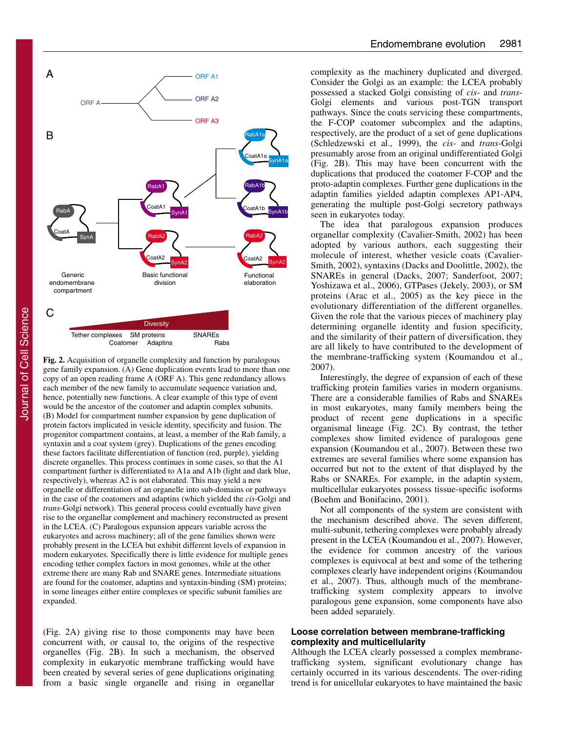**Fig. 2.** Acquisition of organelle complexity and function by paralogous gene family expansion. (A) Gene duplication events lead to more than one copy of an open reading frame A (ORF A). This gene redundancy allows each member of the new family to accumulate sequence variation and, hence, potentially new functions. A clear example of this type of event would be the ancestor of the coatomer and adaptin complex subunits. (B) Model for compartment number expansion by gene duplication of protein factors implicated in vesicle identity, specificity and fusion. The progenitor compartment contains, at least, a member of the Rab family, a syntaxin and a coat system (grey). Duplications of the genes encoding these factors facilitate differentiation of function (red, purple), yielding discrete organelles. This process continues in some cases, so that the A1 compartment further is differentiated to A1a and A1b (light and dark blue, respectively), whereas A2 is not elaborated. This may yield a new organelle or differentiation of an organelle into sub-domains or pathways in the case of the coatomers and adaptins (which yielded the *cis*-Golgi and *trans*-Golgi network). This general process could eventually have given rise to the organellar complement and machinery reconstructed as present in the LCEA. (C) Paralogous expansion appears variable across the eukaryotes and across machinery; all of the gene families shown were probably present in the LCEA but exhibit different levels of expansion in modern eukaryotes. Specifically there is little evidence for multiple genes encoding tether complex factors in most genomes, while at the other extreme there are many Rab and SNARE genes. Intermediate situations are found for the coatomer, adaptins and syntaxin-binding (SM) proteins; in some lineages either entire complexes or specific subunit families are expanded.

(Fig. 2A) giving rise to those components may have been concurrent with, or causal to, the origins of the respective organelles (Fig. 2B). In such a mechanism, the observed complexity in eukaryotic membrane trafficking would have been created by several series of gene duplications originating from a basic single organelle and rising in organellar complexity as the machinery duplicated and diverged. Consider the Golgi as an example: the LCEA probably possessed a stacked Golgi consisting of *cis*- and *trans*-Golgi elements and various post-TGN transport pathways. Since the coats servicing these compartments, the F-COP coatomer subcomplex and the adaptins, respectively, are the product of a set of gene duplications (Schledzewski et al., 1999), the *cis*- and *trans*-Golgi presumably arose from an original undifferentiated Golgi (Fig. 2B). This may have been concurrent with the duplications that produced the coatomer F-COP and the proto-adaptin complexes. Further gene duplications in the adaptin families yielded adaptin complexes AP1-AP4, generating the multiple post-Golgi secretory pathways seen in eukaryotes today.

The idea that paralogous expansion produces organellar complexity (Cavalier-Smith, 2002) has been adopted by various authors, each suggesting their molecule of interest, whether vesicle coats (Cavalier-Smith, 2002), syntaxins (Dacks and Doolittle, 2002), the SNAREs in general (Dacks, 2007; Sanderfoot, 2007; Yoshizawa et al., 2006), GTPases (Jekely, 2003), or SM proteins (Arac et al., 2005) as the key piece in the evolutionary differentiation of the different organelles. Given the role that the various pieces of machinery play determining organelle identity and fusion specificity, and the similarity of their pattern of diversification, they are all likely to have contributed to the development of the membrane-trafficking system (Koumandou et al., 2007).

Interestingly, the degree of expansion of each of these trafficking protein families varies in modern organisms. There are a considerable families of Rabs and SNAREs in most eukaryotes, many family members being the product of recent gene duplications in a specific organismal lineage (Fig. 2C). By contrast, the tether complexes show limited evidence of paralogous gene expansion (Koumandou et al., 2007). Between these two extremes are several families where some expansion has occurred but not to the extent of that displayed by the Rabs or SNAREs. For example, in the adaptin system, multicellular eukaryotes possess tissue-specific isoforms (Boehm and Bonifacino, 2001).

Not all components of the system are consistent with the mechanism described above. The seven different, multi-subunit, tethering complexes were probably already present in the LCEA (Koumandou et al., 2007). However, the evidence for common ancestry of the various complexes is equivocal at best and some of the tethering complexes clearly have independent origins (Koumandou et al., 2007). Thus, although much of the membrane-trafficking system complexity appears to involve paralogous gene expansion, some components have also been added separately.

## Loose correlation between membrane-trafficking complexity and multicellularity

Although the LCEA clearly possessed a complex membrane-trafficking system, significant evolutionary change has certainly occurred in its various descendents. The over-riding trend is for unicellular eukaryotes to have maintained the basic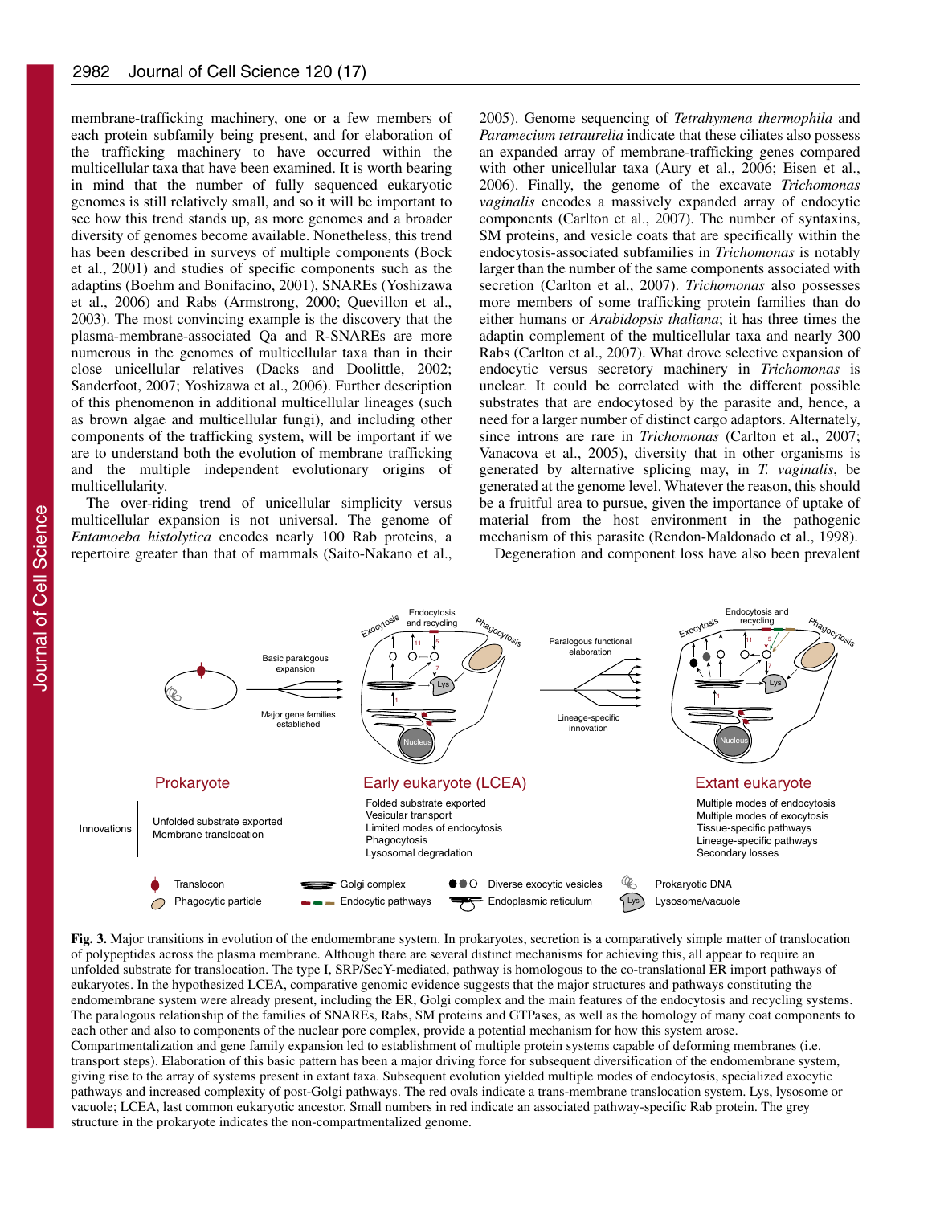membrane-trafficking machinery, one or a few members of each protein subfamily being present, and for elaboration of the trafficking machinery to have occurred within the multicellular taxa that have been examined. It is worth bearing in mind that the number of fully sequenced eukaryotic genomes is still relatively small, and so it will be important to see how this trend stands up, as more genomes and a broader diversity of genomes become available. Nonetheless, this trend has been described in surveys of multiple components (Bock et al., 2001) and studies of specific components such as the adaptins (Boehm and Bonifacino, 2001), SNAREs (Yoshizawa et al., 2006) and Rabs (Armstrong, 2000; Quevillon et al., 2003). The most convincing example is the discovery that the plasma-membrane-associated Qa and R-SNAREs are more numerous in the genomes of multicellular taxa than in their close unicellular relatives (Dacks and Doolittle, 2002; Sanderfoot, 2007; Yoshizawa et al., 2006). Further description of this phenomenon in additional multicellular lineages (such as brown algae and multicellular fungi), and including other components of the trafficking system, will be important if we are to understand both the evolution of membrane trafficking and the multiple independent evolutionary origins of multicellularity.

The over-riding trend of unicellular simplicity versus multicellular expansion is not universal. The genome of *Entamoeba histolytica* encodes nearly 100 Rab proteins, a repertoire greater than that of mammals (Saito-Nakano et al., 2005). Genome sequencing of *Tetrahymena thermophila* and *Paramecium tetraurelia* indicate that these ciliates also possess an expanded array of membrane-trafficking genes compared with other unicellular taxa (Aury et al., 2006; Eisen et al., 2006). Finally, the genome of the excavate *Trichomonas vaginalis* encodes a massively expanded array of endocytic components (Carlton et al., 2007). The number of syntaxins, SM proteins, and vesicle coats that are specifically within the endocytosis-associated subfamilies in *Trichomonas* is notably larger than the number of the same components associated with secretion (Carlton et al., 2007). *Trichomonas* also possesses more members of some trafficking protein families than do either humans or *Arabidopsis thaliana*; it has three times the adaptin complement of the multicellular taxa and nearly 300 Rabs (Carlton et al., 2007). What drove selective expansion of endocytic versus secretory machinery in *Trichomonas* is unclear. It could be correlated with the different possible substrates that are endocytosed by the parasite and, hence, a need for a larger number of distinct cargo adaptors. Alternately, since introns are rare in *Trichomonas* (Carlton et al., 2007; Vanacova et al., 2005), diversity that in other organisms is generated by alternative splicing may, in *T. vaginalis*, be generated at the genome level. Whatever the reason, this should be a fruitful area to pursue, given the importance of uptake of material from the host environment in the pathogenic mechanism of this parasite (Rendon-Maldonado et al., 1998).

Degeneration and component loss have also been prevalent

**Fig. 3.** Major transitions in evolution of the endomembrane system. In prokaryotes, secretion is a comparatively simple matter of translocation of polypeptides across the plasma membrane. Although there are several distinct mechanisms for achieving this, all appear to require an unfolded substrate for translocation. The type I, SRP/SecY-mediated, pathway is homologous to the co-translational ER import pathways of eukaryotes. In the hypothesized LCEA, comparative genomic evidence suggests that the major structures and pathways constituting the endomembrane system were already present, including the ER, Golgi complex and the main features of the endocytosis and recycling systems. The paralogous relationship of the families of SNAREs, Rabs, SM proteins and GTPases, as well as the homology of many coat components to each other and also to components of the nuclear pore complex, provide a potential mechanism for how this system arose. Compartmentalization and gene family expansion led to establishment of multiple protein systems capable of deforming membranes (i.e. transport steps). Elaboration of this basic pattern has been a major driving force for subsequent diversification of the endomembrane system, giving rise to the array of systems present in extant taxa. Subsequent evolution yielded multiple modes of endocytosis, specialized exocytic pathways and increased complexity of post-Golgi pathways. The red ovals indicate a trans-membrane translocation system. Lys, lysosome or vacuole; LCEA, last common eukaryotic ancestor. Small numbers in red indicate an associated pathway-specific Rab protein. The grey structure in the prokaryote indicates the non-compartmentalized genome.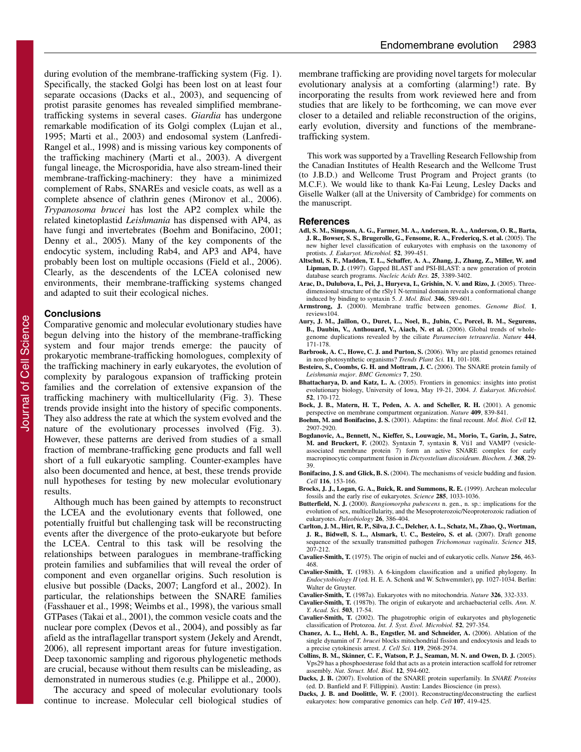during evolution of the membrane-trafficking system (Fig. 1). Specifically, the stacked Golgi has been lost on at least four separate occasions (Dacks et al., 2003), and sequencing of protist parasite genomes has revealed simplified membrane-trafficking systems in several cases. *Giardia* has undergone remarkable modification of its Golgi complex (Lujan et al., 1995; Marti et al., 2003) and endosomal system (Lanfredi-Rangel et al., 1998) and is missing various key components of the trafficking machinery (Marti et al., 2003). A divergent fungal lineage, the Microsporidia, have also stream-lined their membrane-trafficking-machinery: they have a minimized complement of Rabs, SNAREs and vesicle coats, as well as a complete absence of clathrin genes (Mironov et al., 2006). *Trypanosoma brucei* has lost the AP2 complex while the related kinetoplastid *Leishmania* has dispensed with AP4, as have fungi and invertebrates (Boehm and Bonifacino, 2001; Denny et al., 2005). Many of the key components of the endocytic system, including Rab4, and AP3 and AP4, have probably been lost on multiple occasions (Field et al., 2006). Clearly, as the descendents of the LCEA colonised new environments, their membrane-trafficking systems changed and adapted to suit their ecological niches.

## Conclusions

Comparative genomic and molecular evolutionary studies have begun delving into the history of the membrane-trafficking system and four major trends emerge: the paucity of prokaryotic membrane-trafficking homologues, complexity of the trafficking machinery in early eukaryotes, the evolution of complexity by paralogous expansion of trafficking protein families and the correlation of extensive expansion of the trafficking machinery with multicellularity (Fig. 3). These trends provide insight into the history of specific components. They also address the rate at which the system evolved and the nature of the evolutionary processes involved (Fig. 3). However, these patterns are derived from studies of a small fraction of membrane-trafficking gene products and fall well short of a full eukaryotic sampling. Counter-examples have also been documented and hence, at best, these trends provide null hypotheses for testing by new molecular evolutionary results.

Although much has been gained by attempts to reconstruct the LCEA and the evolutionary events that followed, one potentially fruitful but challenging task will be reconstructing events after the divergence of the proto-eukaryote but before the LCEA. Central to this task will be resolving the relationships between paralogues in membrane-trafficking protein families and subfamilies that will reveal the order of component and even organellar origins. Such resolution is elusive but possible (Dacks, 2007; Langford et al., 2002). In particular, the relationships between the SNARE families (Fasshauer et al., 1998; Weimbs et al., 1998), the various small GTPases (Takai et al., 2001), the common vesicle coats and the nuclear pore complex (Devos et al., 2004), and possibly as far afield as the intraflagellar transport system (Jekely and Arendt, 2006), all represent important areas for future investigation. Deep taxonomic sampling and rigorous phylogenetic methods are crucial, because without them results can be misleading, as demonstrated in numerous studies (e.g. Philippe et al., 2000).

The accuracy and speed of molecular evolutionary tools continue to increase. Molecular cell biological studies of membrane trafficking are providing novel targets for molecular evolutionary analysis at a comforting (alarming!) rate. By incorporating the results from work reviewed here and from studies that are likely to be forthcoming, we can move ever closer to a detailed and reliable reconstruction of the origins, early evolution, diversity and functions of the membrane-trafficking system.

This work was supported by a Travelling Research Fellowship from the Canadian Institutes of Health Research and the Wellcome Trust (to J.B.D.) and Wellcome Trust Program and Project grants (to M.C.F.). We would like to thank Ka-Fai Leung, Lesley Dacks and Giselle Walker (all at the University of Cambridge) for comments on the manuscript.

## References

**Adl, S. M., Simpson, A. G., Farmer, M. A., Andersen, R. A., Anderson, O. R., Barta, J. R., Bowser, S. S., Brugerolle, G., Fensome, R. A., Fredericq, S. et al.** (2005). The new higher level classification of eukaryotes with emphasis on the taxonomy of protists. *J. Eukaryot. Microbiol.* **52**, 399-451.

**Altschul, S. F., Madden, T. L., Schaffer, A. A., Zhang, J., Zhang, Z., Miller, W. and Lipman, D. J.** (1997). Gapped BLAST and PSI-BLAST: a new generation of protein database search programs. *Nucleic Acids Res.* **25**, 3389-3402.

**Arac, D., Dulubova, I., Pei, J., Huryeva, I., Grishin, N. V. and Rizo, J.** (2005). Three-dimensional structure of the rSly1 N-terminal domain reveals a conformational change induced by binding to syntaxin 5. *J. Mol. Biol.* **346**, 589-601.

**Armstrong, J.** (2000). Membrane traffic between genomes. *Genome Biol.* **1**, reviews104.

**Aury, J. M., Jaillon, O., Duret, L., Noel, B., Jubin, C., Porcel, B. M., Segurens, B., Daubin, V., Anthouard, V., Aiach, N. et al.** (2006). Global trends of whole-genome duplications revealed by the ciliate *Paramecium tetraurelia*. *Nature* **444**, 171-178.

**Barbrook, A. C., Howe, C. J. and Purton, S.** (2006). Why are plastid genomes retained in non-photosynthetic organisms? *Trends Plant Sci.* **11**, 101-108.

**Besteiro, S., Coombs, G. H. and Mottram, J. C.** (2006). The SNARE protein family of *Leishmania major*. *BMC Genomics* **7**, 250.

**Bhattacharya, D. and Katz, L. A.** (2005). Frontiers in genomics: insights into protist evolutionary biology, University of Iowa, May 19-21, 2004. *J. Eukaryot. Microbiol.* **52**, 170-172.

**Bock, J. B., Matern, H. T., Peden, A. A. and Scheller, R. H.** (2001). A genomic perspective on membrane compartment organization. *Nature* **409**, 839-841.

**Boehm, M. and Bonifacino, J. S.** (2001). Adaptins: the final recount. *Mol. Biol. Cell* **12**, 2907-2920.

**Bogdanovic, A., Bennett, N., Kieffer, S., Louwagie, M., Morio, T., Garin, J., Satre, M. and Bruckert, F.** (2002). Syntaxin 7, syntaxin 8, Vti1 and VAMP7 (vesicle-associated membrane protein 7) form an active SNARE complex for early macropinocytic compartment fusion in *Dictyostelium discoideum*. *Biochem. J.* **368**, 29-39.

**Bonifacino, J. S. and Glick, B. S.** (2004). The mechanisms of vesicle budding and fusion. *Cell* **116**, 153-166.

**Brocks, J. J., Logan, G. A., Buick, R. and Summons, R. E.** (1999). Archean molecular fossils and the early rise of eukaryotes. *Science* **285**, 1033-1036.

**Butterfield, N. J.** (2000). *Bangiomorpha pubescens* n. gen., n. sp.: implications for the evolution of sex, multicellularity, and the Mesoproterozoic/Neoproterozoic radiation of eukaryotes. *Paleobiology* **26**, 386-404.

**Carlton, J. M., Hirt, R. P., Silva, J. C., Delcher, A. L., Schatz, M., Zhao, Q., Wortman, J. R., Bidwell, S. L., Alsmark, U. C., Besteiro, S. et al.** (2007). Draft genome sequence of the sexually transmitted pathogen *Trichomonas vaginalis*. *Science* **315**, 207-212.

**Cavalier-Smith, T.** (1975). The origin of nuclei and of eukaryotic cells. *Nature* **256**, 463-468.

**Cavalier-Smith, T.** (1983). A 6-kingdom classification and a unified phylogeny. In *Endocytobiology II* (ed. H. E. A. Schenk and W. Schwemmler), pp. 1027-1034. Berlin: Walter de Gruyter.

**Cavalier-Smith, T.** (1987a). Eukaryotes with no mitochondria. *Nature* **326**, 332-333.

**Cavalier-Smith, T.** (1987b). The origin of eukaryote and archaebacterial cells. *Ann. N. Y. Acad. Sci.* **503**, 17-54.

**Cavalier-Smith, T.** (2002). The phagotrophic origin of eukaryotes and phylogenetic classification of Protozoa. *Int. J. Syst. Evol. Microbiol.* **52**, 297-354.

**Chanez, A. L., Hehl, A. B., Engstler, M. and Schneider, A.** (2006). Ablation of the single dynamin of *T. brucei* blocks mitochondrial fission and endocytosis and leads to a precise cytokinesis arrest. *J. Cell Sci.* **119**, 2968-2974.

**Collins, B. M., Skinner, C. F., Watson, P. J., Seaman, M. N. and Owen, D. J.** (2005). Vps29 has a phosphoesterase fold that acts as a protein interaction scaffold for retromer assembly. *Nat. Struct. Mol. Biol.* **12**, 594-602.

**Dacks, J. B.** (2007). Evolution of the SNARE protein superfamily. In *SNARE Proteins* (ed. D. Banfield and F. Fillippini). Austin: Landes Bioscience (in press).

**Dacks, J. B. and Doolittle, W. F.** (2001). Reconstructing/deconstructing the earliest eukaryotes: how comparative genomics can help. *Cell* **107**, 419-425.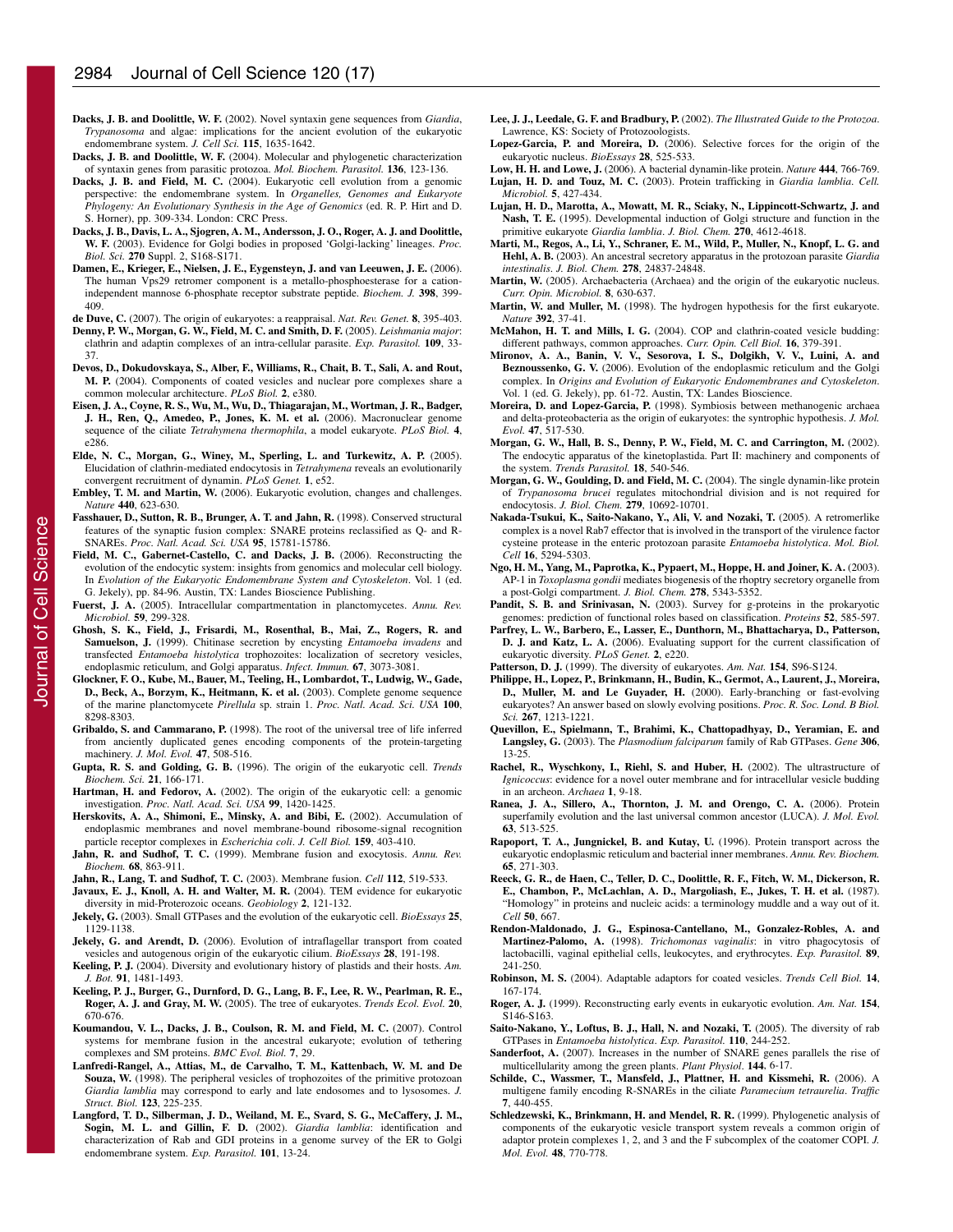**Dacks, J. B. and Doolittle, W. F.** (2002). Novel syntaxin gene sequences from *Giardia*, *Trypanosoma* and algae: implications for the ancient evolution of the eukaryotic endomembrane system. *J. Cell Sci.* **115**, 1635-1642.

**Dacks, J. B. and Doolittle, W. F.** (2004). Molecular and phylogenetic characterization of syntaxin genes from parasitic protozoa. *Mol. Biochem. Parasitol.* **136**, 123-136.

**Dacks, J. B. and Field, M. C.** (2004). Eukaryotic cell evolution from a genomic perspective: the endomembrane system. In *Organelles, Genomes and Eukaryote Phylogeny: An Evolutionary Synthesis in the Age of Genomics* (ed. R. P. Hirt and D. S. Horner), pp. 309-334. London: CRC Press.

**Dacks, J. B., Davis, L. A., Sjogren, A. M., Andersson, J. O., Roger, A. J. and Doolittle, W. F.** (2003). Evidence for Golgi bodies in proposed 'Golgi-lacking' lineages. *Proc. Biol. Sci.* **270** Suppl. 2, S168-S171.

**Damen, E., Krieger, E., Nielsen, J. E., Eygensteyn, J. and van Leeuwen, J. E.** (2006). The human Vps29 retromer component is a metallo-phosphoesterase for a cation-independent mannose 6-phosphate receptor substrate peptide. *Biochem. J.* **398**, 399-409.

**de Duve, C.** (2007). The origin of eukaryotes: a reappraisal. *Nat. Rev. Genet.* **8**, 395-403.

**Denny, P. W., Morgan, G. W., Field, M. C. and Smith, D. F.** (2005). *Leishmania major*: clathrin and adaptin complexes of an intra-cellular parasite. *Exp. Parasitol.* **109**, 33-37.

**Devos, D., Dokudovskaya, S., Alber, F., Williams, R., Chait, B. T., Sali, A. and Rout, M. P.** (2004). Components of coated vesicles and nuclear pore complexes share a common molecular architecture. *PLoS Biol.* **2**, e380.

**Eisen, J. A., Coyne, R. S., Wu, M., Wu, D., Thiagarajan, M., Wortman, J. R., Badger, J. H., Ren, Q., Amedeo, P., Jones, K. M. et al.** (2006). Macronuclear genome sequence of the ciliate *Tetrahymena thermophila*, a model eukaryote. *PLoS Biol.* **4**, e286.

**Elde, N. C., Morgan, G., Winey, M., Sperling, L. and Turkewitz, A. P.** (2005). Elucidation of clathrin-mediated endocytosis in *Tetrahymena* reveals an evolutionarily convergent recruitment of dynamin. *PLoS Genet.* **1**, e52.

**Embley, T. M. and Martin, W.** (2006). Eukaryotic evolution, changes and challenges. *Nature* **440**, 623-630.

**Fasshauer, D., Sutton, R. B., Brunger, A. T. and Jahn, R.** (1998). Conserved structural features of the synaptic fusion complex: SNARE proteins reclassified as Q- and R-SNAREs. *Proc. Natl. Acad. Sci. USA* **95**, 15781-15786.

**Field, M. C., Gabernet-Castello, C. and Dacks, J. B.** (2006). Reconstructing the evolution of the endocytic system: insights from genomics and molecular cell biology. In *Evolution of the Eukaryotic Endomembrane System and Cytoskeleton*. Vol. 1 (ed. G. Jekely), pp. 84-96. Austin, TX: Landes Bioscience Publishing.

**Fuerst, J. A.** (2005). Intracellular compartmentation in planctomycetes. *Annu. Rev. Microbiol.* **59**, 299-328.

**Ghosh, S. K., Field, J., Frisardi, M., Rosenthal, B., Mai, Z., Rogers, R. and Samuelson, J.** (1999). Chitinase secretion by encysting *Entamoeba invadens* and transfected *Entamoeba histolytica* trophozoites: localization of secretory vesicles, endoplasmic reticulum, and Golgi apparatus. *Infect. Immun.* **67**, 3073-3081.

**Glockner, F. O., Kube, M., Bauer, M., Teeling, H., Lombardot, T., Ludwig, W., Gade, D., Beck, A., Borzym, K., Heitmann, K. et al.** (2003). Complete genome sequence of the marine planctomycete *Pirellula* sp. strain 1. *Proc. Natl. Acad. Sci. USA* **100**, 8298-8303.

**Gribaldo, S. and Cammarano, P.** (1998). The root of the universal tree of life inferred from anciently duplicated genes encoding components of the protein-targeting machinery. *J. Mol. Evol.* **47**, 508-516.

**Gupta, R. S. and Golding, G. B.** (1996). The origin of the eukaryotic cell. *Trends Biochem. Sci.* **21**, 166-171.

**Hartman, H. and Fedorov, A.** (2002). The origin of the eukaryotic cell: a genomic investigation. *Proc. Natl. Acad. Sci. USA* **99**, 1420-1425.

**Herskovits, A. A., Shimoni, E., Minsky, A. and Bibi, E.** (2002). Accumulation of endoplasmic membranes and novel membrane-bound ribosome-signal recognition particle receptor complexes in *Escherichia coli*. *J. Cell Biol.* **159**, 403-410.

**Jahn, R. and Sudhof, T. C.** (1999). Membrane fusion and exocytosis. *Annu. Rev. Biochem.* **68**, 863-911.

**Jahn, R., Lang, T. and Sudhof, T. C.** (2003). Membrane fusion. *Cell* **112**, 519-533.

**Javaux, E. J., Knoll, A. H. and Walter, M. R.** (2004). TEM evidence for eukaryotic diversity in mid-Proterozoic oceans. *Geobiology* **2**, 121-132.

**Jekely, G.** (2003). Small GTPases and the evolution of the eukaryotic cell. *BioEssays* **25**, 1129-1138.

**Jekely, G. and Arendt, D.** (2006). Evolution of intraflagellar transport from coated vesicles and autogenous origin of the eukaryotic cilium. *BioEssays* **28**, 191-198.

**Keeling, P. J.** (2004). Diversity and evolutionary history of plastids and their hosts. *Am. J. Bot.* **91**, 1481-1493.

**Keeling, P. J., Burger, G., Durnford, D. G., Lang, B. F., Lee, R. W., Pearlman, R. E., Roger, A. J. and Gray, M. W.** (2005). The tree of eukaryotes. *Trends Ecol. Evol.* **20**, 670-676.

**Koumandou, V. L., Dacks, J. B., Coulson, R. M. and Field, M. C.** (2007). Control systems for membrane fusion in the ancestral eukaryote; evolution of tethering complexes and SM proteins. *BMC Evol. Biol.* **7**, 29.

**Lanfredi-Rangel, A., Attias, M., de Carvalho, T. M., Kattenbach, W. M. and De Souza, W.** (1998). The peripheral vesicles of trophozoites of the primitive protozoan *Giardia lamblia* may correspond to early and late endosomes and to lysosomes. *J. Struct. Biol.* **123**, 225-235.

**Langford, T. D., Silberman, J. D., Weiland, M. E., Svard, S. G., McCaffery, J. M., Sogin, M. L. and Gillin, F. D.** (2002). *Giardia lamblia*: identification and characterization of Rab and GDI proteins in a genome survey of the ER to Golgi endomembrane system. *Exp. Parasitol.* **101**, 13-24.

**Lee, J. J., Leedale, G. F. and Bradbury, P.** (2002). *The Illustrated Guide to the Protozoa*. Lawrence, KS: Society of Protozoologists.

**Lopez-Garcia, P. and Moreira, D.** (2006). Selective forces for the origin of the eukaryotic nucleus. *BioEssays* **28**, 525-533.

**Low, H. H. and Lowe, J.** (2006). A bacterial dynamin-like protein. *Nature* **444**, 766-769.

**Lujan, H. D. and Touz, M. C.** (2003). Protein trafficking in *Giardia lamblia*. *Cell. Microbiol.* **5**, 427-434.

**Lujan, H. D., Marotta, A., Mowatt, M. R., Sciaky, N., Lippincott-Schwartz, J. and Nash, T. E.** (1995). Developmental induction of Golgi structure and function in the primitive eukaryote *Giardia lamblia*. *J. Biol. Chem.* **270**, 4612-4618.

**Marti, M., Regos, A., Li, Y., Schraner, E. M., Wild, P., Muller, N., Knopf, L. G. and Hehl, A. B.** (2003). An ancestral secretory apparatus in the protozoan parasite *Giardia intestinalis*. *J. Biol. Chem.* **278**, 24837-24848.

**Martin, W.** (2005). Archaebacteria (Archaea) and the origin of the eukaryotic nucleus. *Curr. Opin. Microbiol.* **8**, 630-637.

**Martin, W. and Muller, M.** (1998). The hydrogen hypothesis for the first eukaryote. *Nature* **392**, 37-41.

**McMahon, H. T. and Mills, I. G.** (2004). COP and clathrin-coated vesicle budding: different pathways, common approaches. *Curr. Opin. Cell Biol.* **16**, 379-391.

**Mironov, A. A., Banin, V. V., Sesorova, I. S., Dolgikh, V. V., Luini, A. and Beznoussenko, G. V.** (2006). Evolution of the endoplasmic reticulum and the Golgi complex. In *Origins and Evolution of Eukaryotic Endomembranes and Cytoskeleton*. Vol. 1 (ed. G. Jekely), pp. 61-72. Austin, TX: Landes Bioscience.

**Moreira, D. and Lopez-Garcia, P.** (1998). Symbiosis between methanogenic archaea and delta-proteobacteria as the origin of eukaryotes: the syntrophic hypothesis. *J. Mol. Evol.* **47**, 517-530.

**Morgan, G. W., Hall, B. S., Denny, P. W., Field, M. C. and Carrington, M.** (2002). The endocytic apparatus of the kinetoplastida. Part II: machinery and components of the system. *Trends Parasitol.* **18**, 540-546.

**Morgan, G. W., Goulding, D. and Field, M. C.** (2004). The single dynamin-like protein of *Trypanosoma brucei* regulates mitochondrial division and is not required for endocytosis. *J. Biol. Chem.* **279**, 10692-10701.

**Nakada-Tsukui, K., Saito-Nakano, Y., Ali, V. and Nozaki, T.** (2005). A retromerlike complex is a novel Rab7 effector that is involved in the transport of the virulence factor cysteine protease in the enteric protozoan parasite *Entamoeba histolytica*. *Mol. Biol. Cell* **16**, 5294-5303.

**Ngo, H. M., Yang, M., Paprotka, K., Pypaert, M., Hoppe, H. and Joiner, K. A.** (2003). AP-1 in *Toxoplasma gondii* mediates biogenesis of the rhoptry secretory organelle from a post-Golgi compartment. *J. Biol. Chem.* **278**, 5343-5352.

**Pandit, S. B. and Srinivasan, N.** (2003). Survey for g-proteins in the prokaryotic genomes: prediction of functional roles based on classification. *Proteins* **52**, 585-597.

**Parfrey, L. W., Barbero, E., Lasser, E., Dunthorn, M., Bhattacharya, D., Patterson, D. J. and Katz, L. A.** (2006). Evaluating support for the current classification of eukaryotic diversity. *PLoS Genet.* **2**, e220.

**Patterson, D. J.** (1999). The diversity of eukaryotes. *Am. Nat.* **154**, S96-S124.

**Philippe, H., Lopez, P., Brinkmann, H., Budin, K., Germot, A., Laurent, J., Moreira, D., Muller, M. and Le Guyader, H.** (2000). Early-branching or fast-evolving eukaryotes? An answer based on slowly evolving positions. *Proc. R. Soc. Lond. B Biol. Sci.* **267**, 1213-1221.

**Quevillon, E., Spielmann, T., Brahimi, K., Chattopadhyay, D., Yeramian, E. and Langsley, G.** (2003). The *Plasmodium falciparum* family of Rab GTPases. *Gene* **306**, 13-25.

**Rachel, R., Wyschkony, I., Riehl, S. and Huber, H.** (2002). The ultrastructure of *Ignicoccus*: evidence for a novel outer membrane and for intracellular vesicle budding in an archeon. *Archaea* **1**, 9-18.

**Ranea, J. A., Sillero, A., Thornton, J. M. and Orengo, C. A.** (2006). Protein superfamily evolution and the last universal common ancestor (LUCA). *J. Mol. Evol.* **63**, 513-525.

**Rapoport, T. A., Jungnickel, B. and Kutay, U.** (1996). Protein transport across the eukaryotic endoplasmic reticulum and bacterial inner membranes. *Annu. Rev. Biochem.* **65**, 271-303.

**Reeck, G. R., de Haen, C., Teller, D. C., Doolittle, R. F., Fitch, W. M., Dickerson, R. E., Chambon, P., McLachlan, A. D., Margoliash, E., Jukes, T. H. et al.** (1987). "Homology" in proteins and nucleic acids: a terminology muddle and a way out of it. *Cell* **50**, 667.

**Rendon-Maldonado, J. G., Espinosa-Cantellano, M., Gonzalez-Robles, A. and Martinez-Palomo, A.** (1998). *Trichomonas vaginalis*: in vitro phagocytosis of lactobacilli, vaginal epithelial cells, leukocytes, and erythrocytes. *Exp. Parasitol.* **89**, 241-250.

**Robinson, M. S.** (2004). Adaptable adaptors for coated vesicles. *Trends Cell Biol.* **14**, 167-174.

**Roger, A. J.** (1999). Reconstructing early events in eukaryotic evolution. *Am. Nat.* **154**, S146-S163.

**Saito-Nakano, Y., Loftus, B. J., Hall, N. and Nozaki, T.** (2005). The diversity of rab GTPases in *Entamoeba histolytica*. *Exp. Parasitol.* **110**, 244-252.

**Sanderfoot, A.** (2007). Increases in the number of SNARE genes parallels the rise of multicellularity among the green plants. *Plant Physiol.* **144**, 6-17.

**Schilde, C., Wassmer, T., Mansfeld, J., Plattner, H. and Kissmehl, R.** (2006). A multigene family encoding R-SNAREs in the ciliate *Paramecium tetraurelia*. *Traffic* **7**, 440-455.

**Schledzewski, K., Brinkmann, H. and Mendel, R. R.** (1999). Phylogenetic analysis of components of the eukaryotic vesicle transport system reveals a common origin of adaptor protein complexes 1, 2, and 3 and the F subcomplex of the coatomer COPI. *J. Mol. Evol.* **48**, 770-778.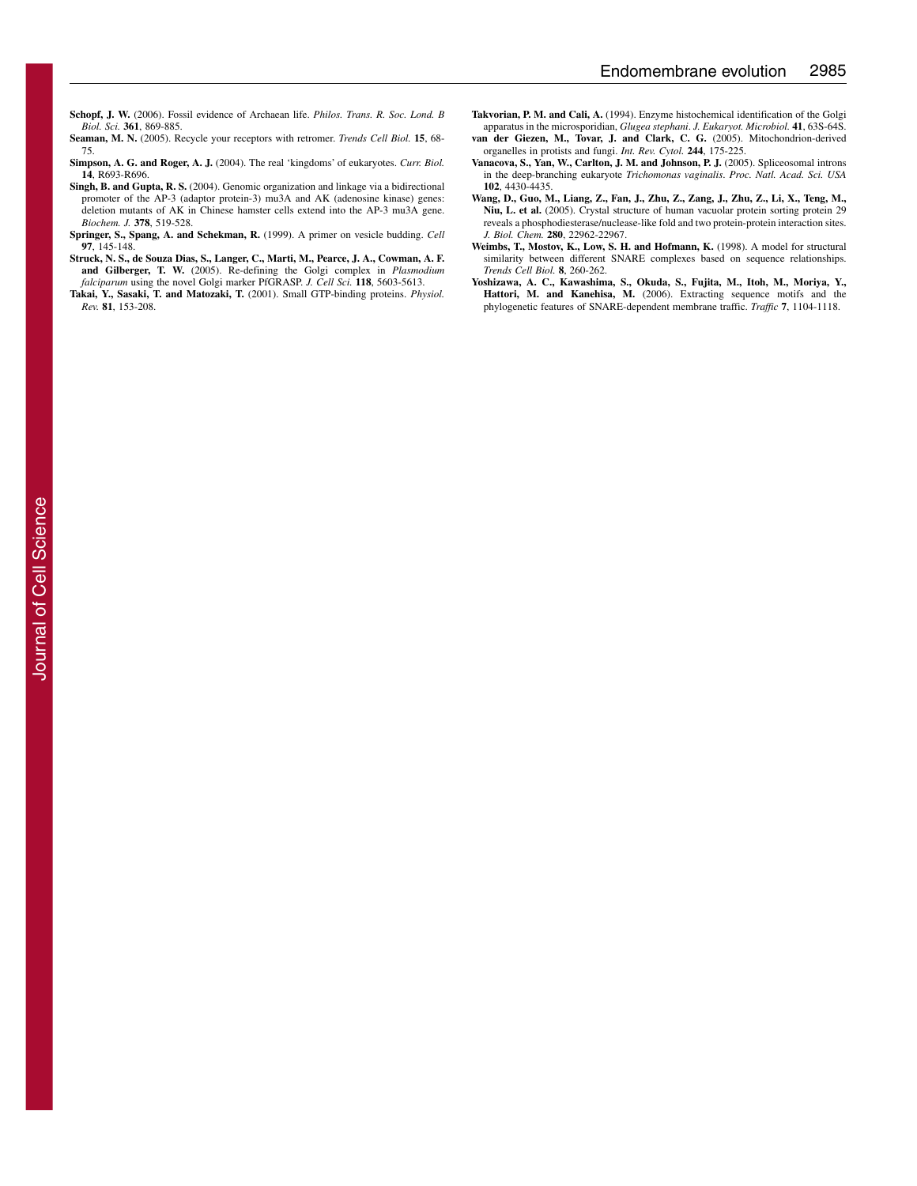**Schopf, J. W.** (2006). Fossil evidence of Archaean life. *Philos. Trans. R. Soc. Lond. B Biol. Sci.* **361**, 869-885.

**Seaman, M. N.** (2005). Recycle your receptors with retromer. *Trends Cell Biol.* **15**, 68-75.

**Simpson, A. G. and Roger, A. J.** (2004). The real 'kingdoms' of eukaryotes. *Curr. Biol.* **14**, R693-R696.

**Singh, B. and Gupta, R. S.** (2004). Genomic organization and linkage via a bidirectional promoter of the AP-3 (adaptor protein-3) mu3A and AK (adenosine kinase) genes: deletion mutants of AK in Chinese hamster cells extend into the AP-3 mu3A gene. *Biochem. J.* **378**, 519-528.

**Springer, S., Spang, A. and Schekman, R.** (1999). A primer on vesicle budding. *Cell* **97**, 145-148.

**Struck, N. S., de Souza Dias, S., Langer, C., Marti, M., Pearce, J. A., Cowman, A. F. and Gilberger, T. W.** (2005). Re-defining the Golgi complex in *Plasmodium falciparum* using the novel Golgi marker PfGRASP. *J. Cell Sci.* **118**, 5603-5613.

**Takai, Y., Sasaki, T. and Matozaki, T.** (2001). Small GTP-binding proteins. *Physiol. Rev.* **81**, 153-208.

**Takvorian, P. M. and Cali, A.** (1994). Enzyme histochemical identification of the Golgi apparatus in the microsporidian, *Glugea stephani*. *J. Eukaryot. Microbiol.* **41**, 63S-64S.

**van der Giezen, M., Tovar, J. and Clark, C. G.** (2005). Mitochondrion-derived organelles in protists and fungi. *Int. Rev. Cytol.* **244**, 175-225.

**Vanacova, S., Yan, W., Carlton, J. M. and Johnson, P. J.** (2005). Spliceosomal introns in the deep-branching eukaryote *Trichomonas vaginalis*. *Proc. Natl. Acad. Sci. USA* **102**, 4430-4435.

**Wang, D., Guo, M., Liang, Z., Fan, J., Zhu, Z., Zang, J., Zhu, Z., Li, X., Teng, M., Niu, L. et al.** (2005). Crystal structure of human vacuolar protein sorting protein 29 reveals a phosphodiesterase/nuclease-like fold and two protein-protein interaction sites. *J. Biol. Chem.* **280**, 22962-22967.

**Weimbs, T., Mostov, K., Low, S. H. and Hofmann, K.** (1998). A model for structural similarity between different SNARE complexes based on sequence relationships. *Trends Cell Biol.* **8**, 260-262.

**Yoshizawa, A. C., Kawashima, S., Okuda, S., Fujita, M., Itoh, M., Moriya, Y., Hattori, M. and Kanehisa, M.** (2006). Extracting sequence motifs and the phylogenetic features of SNARE-dependent membrane traffic. *Traffic* **7**, 1104-1118.